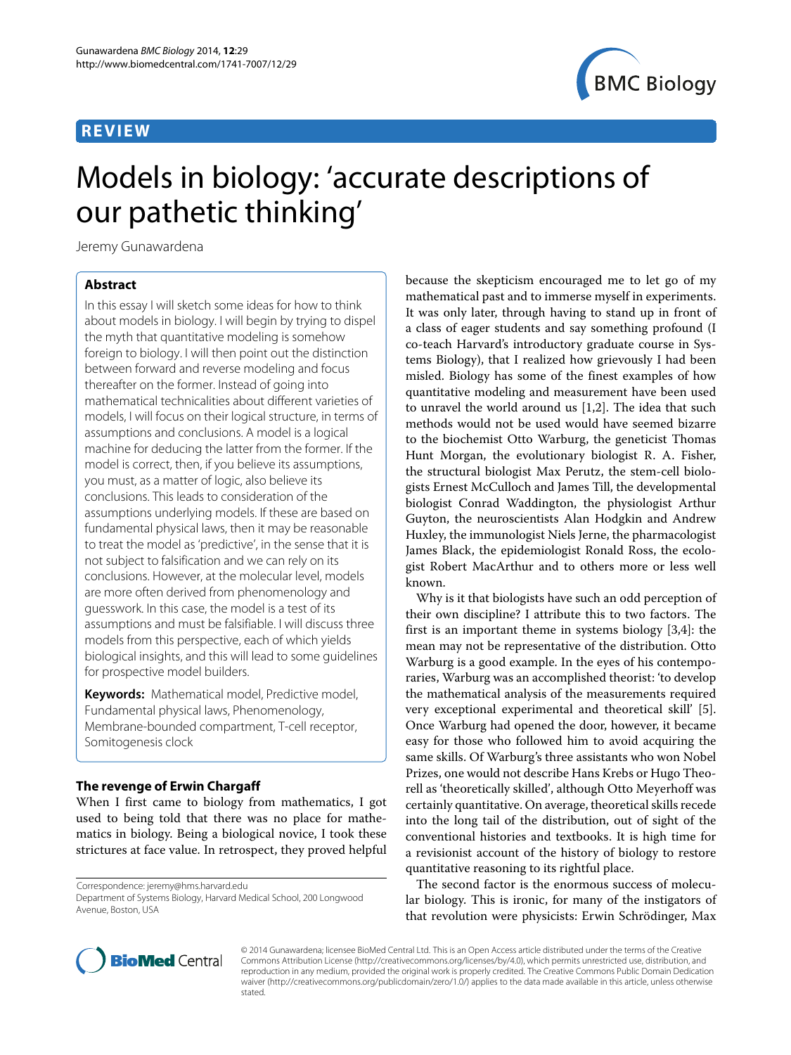**REVIEW**

# Models in biology: 'accurate descriptions of our pathetic thinking'

Jeremy Gunawardena

## Abstract

In this essay I will sketch some ideas for how to think about models in biology. I will begin by trying to dispel the myth that quantitative modeling is somehow foreign to biology. I will then point out the distinction between forward and reverse modeling and focus thereafter on the former. Instead of going into mathematical technicalities about different varieties of models, I will focus on their logical structure, in terms of assumptions and conclusions. A model is a logical machine for deducing the latter from the former. If the model is correct, then, if you believe its assumptions, you must, as a matter of logic, also believe its conclusions. This leads to consideration of the assumptions underlying models. If these are based on fundamental physical laws, then it may be reasonable to treat the model as 'predictive', in the sense that it is not subject to falsification and we can rely on its conclusions. However, at the molecular level, models are more often derived from phenomenology and guesswork. In this case, the model is a test of its assumptions and must be falsifiable. I will discuss three models from this perspective, each of which yields biological insights, and this will lead to some guidelines for prospective model builders.

**Keywords:** Mathematical model, Predictive model, Fundamental physical laws, Phenomenology, Membrane-bounded compartment, T-cell receptor, Somitogenesis clock

## The revenge of Erwin Chargaff

When I first came to biology from mathematics, I got used to being told that there was no place for mathematics in biology. Being a biological novice, I took these strictures at face value. In retrospect, they proved helpful because the skepticism encouraged me to let go of my mathematical past and to immerse myself in experiments. It was only later, through having to stand up in front of a class of eager students and say something profound (I co-teach Harvard's introductory graduate course in Systems Biology), that I realized how grievously I had been misled. Biology has some of the finest examples of how quantitative modeling and measurement have been used to unravel the world around us [1,2]. The idea that such methods would not be used would have seemed bizarre to the biochemist Otto Warburg, the geneticist Thomas Hunt Morgan, the evolutionary biologist R. A. Fisher, the structural biologist Max Perutz, the stem-cell biologists Ernest McCulloch and James Till, the developmental biologist Conrad Waddington, the physiologist Arthur Guyton, the neuroscientists Alan Hodgkin and Andrew Huxley, the immunologist Niels Jerne, the pharmacologist James Black, the epidemiologist Ronald Ross, the ecologist Robert MacArthur and to others more or less well known.

Why is it that biologists have such an odd perception of their own discipline? I attribute this to two factors. The first is an important theme in systems biology [3,4]: the mean may not be representative of the distribution. Otto Warburg is a good example. In the eyes of his contemporaries, Warburg was an accomplished theorist: 'to develop the mathematical analysis of the measurements required very exceptional experimental and theoretical skill' [5]. Once Warburg had opened the door, however, it became easy for those who followed him to avoid acquiring the same skills. Of Warburg's three assistants who won Nobel Prizes, one would not describe Hans Krebs or Hugo Theorell as 'theoretically skilled', although Otto Meyerhoff was certainly quantitative. On average, theoretical skills recede into the long tail of the distribution, out of sight of the conventional histories and textbooks. It is high time for a revisionist account of the history of biology to restore quantitative reasoning to its rightful place.

The second factor is the enormous success of molecular biology. This is ironic, for many of the instigators of that revolution were physicists: Erwin Schrödinger, Max

Correspondence: jeremy@hms.harvard.edu
Department of Systems Biology, Harvard Medical School, 200 Longwood Avenue, Boston, USA

© 2014 Gunawardena; licensee BioMed Central Ltd. This is an Open Access article distributed under the terms of the Creative Commons Attribution License (http://creativecommons.org/licenses/by/4.0), which permits unrestricted use, distribution, and reproduction in any medium, provided the original work is properly credited. The Creative Commons Public Domain Dedication waiver (http://creativecommons.org/publicdomain/zero/1.0/) applies to the data made available in this article, unless otherwise stated.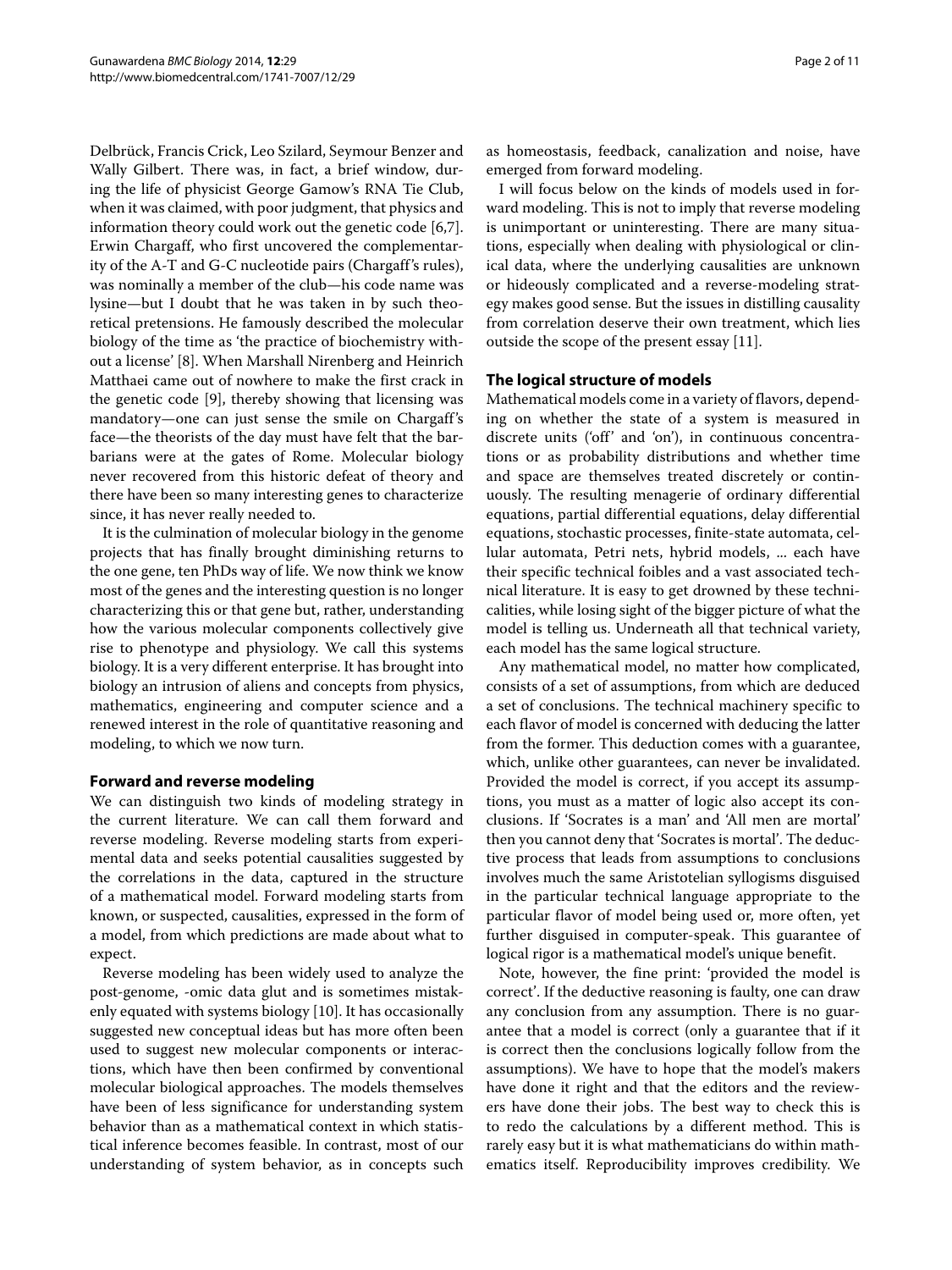Delbrück, Francis Crick, Leo Szilard, Seymour Benzer and Wally Gilbert. There was, in fact, a brief window, during the life of physicist George Gamow's RNA Tie Club, when it was claimed, with poor judgment, that physics and information theory could work out the genetic code [6,7]. Erwin Chargaff, who first uncovered the complementarity of the A-T and G-C nucleotide pairs (Chargaff's rules), was nominally a member of the club—his code name was lysine—but I doubt that he was taken in by such theoretical pretensions. He famously described the molecular biology of the time as 'the practice of biochemistry without a license' [8]. When Marshall Nirenberg and Heinrich Matthaei came out of nowhere to make the first crack in the genetic code [9], thereby showing that licensing was mandatory—one can just sense the smile on Chargaff's face—the theorists of the day must have felt that the barbarians were at the gates of Rome. Molecular biology never recovered from this historic defeat of theory and there have been so many interesting genes to characterize since, it has never really needed to.

It is the culmination of molecular biology in the genome projects that has finally brought diminishing returns to the one gene, ten PhDs way of life. We now think we know most of the genes and the interesting question is no longer characterizing this or that gene but, rather, understanding how the various molecular components collectively give rise to phenotype and physiology. We call this systems biology. It is a very different enterprise. It has brought into biology an intrusion of aliens and concepts from physics, mathematics, engineering and computer science and a renewed interest in the role of quantitative reasoning and modeling, to which we now turn.

## Forward and reverse modeling

We can distinguish two kinds of modeling strategy in the current literature. We can call them forward and reverse modeling. Reverse modeling starts from experimental data and seeks potential causalities suggested by the correlations in the data, captured in the structure of a mathematical model. Forward modeling starts from known, or suspected, causalities, expressed in the form of a model, from which predictions are made about what to expect.

Reverse modeling has been widely used to analyze the post-genome, -omic data glut and is sometimes mistakenly equated with systems biology [10]. It has occasionally suggested new conceptual ideas but has more often been used to suggest new molecular components or interactions, which have then been confirmed by conventional molecular biological approaches. The models themselves have been of less significance for understanding system behavior than as a mathematical context in which statistical inference becomes feasible. In contrast, most of our understanding of system behavior, as in concepts such as homeostasis, feedback, canalization and noise, have emerged from forward modeling.

I will focus below on the kinds of models used in forward modeling. This is not to imply that reverse modeling is unimportant or uninteresting. There are many situations, especially when dealing with physiological or clinical data, where the underlying causalities are unknown or hideously complicated and a reverse-modeling strategy makes good sense. But the issues in distilling causality from correlation deserve their own treatment, which lies outside the scope of the present essay [11].

## The logical structure of models

Mathematical models come in a variety of flavors, depending on whether the state of a system is measured in discrete units ('off' and 'on'), in continuous concentrations or as probability distributions and whether time and space are themselves treated discretely or continuously. The resulting menagerie of ordinary differential equations, partial differential equations, delay differential equations, stochastic processes, finite-state automata, cellular automata, Petri nets, hybrid models, ... each have their specific technical foibles and a vast associated technical literature. It is easy to get drowned by these technicalities, while losing sight of the bigger picture of what the model is telling us. Underneath all that technical variety, each model has the same logical structure.

Any mathematical model, no matter how complicated, consists of a set of assumptions, from which are deduced a set of conclusions. The technical machinery specific to each flavor of model is concerned with deducing the latter from the former. This deduction comes with a guarantee, which, unlike other guarantees, can never be invalidated. Provided the model is correct, if you accept its assumptions, you must as a matter of logic also accept its conclusions. If 'Socrates is a man' and 'All men are mortal' then you cannot deny that 'Socrates is mortal'. The deductive process that leads from assumptions to conclusions involves much the same Aristotelian syllogisms disguised in the particular technical language appropriate to the particular flavor of model being used or, more often, yet further disguised in computer-speak. This guarantee of logical rigor is a mathematical model's unique benefit.

Note, however, the fine print: 'provided the model is correct'. If the deductive reasoning is faulty, one can draw any conclusion from any assumption. There is no guarantee that a model is correct (only a guarantee that if it is correct then the conclusions logically follow from the assumptions). We have to hope that the model's makers have done it right and that the editors and the reviewers have done their jobs. The best way to check this is to redo the calculations by a different method. This is rarely easy but it is what mathematicians do within mathematics itself. Reproducibility improves credibility. We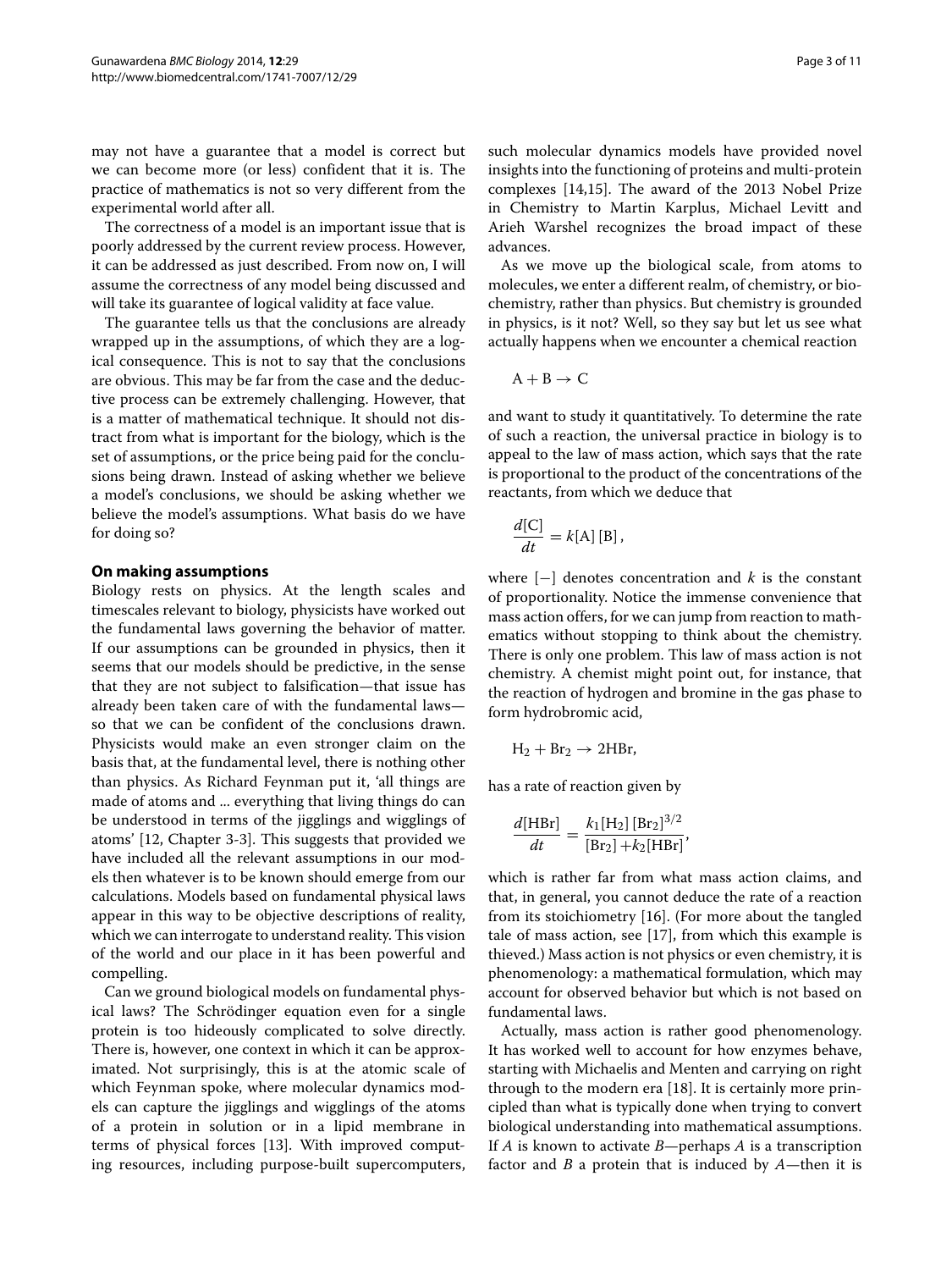may not have a guarantee that a model is correct but we can become more (or less) confident that it is. The practice of mathematics is not so very different from the experimental world after all.

The correctness of a model is an important issue that is poorly addressed by the current review process. However, it can be addressed as just described. From now on, I will assume the correctness of any model being discussed and will take its guarantee of logical validity at face value.

The guarantee tells us that the conclusions are already wrapped up in the assumptions, of which they are a logical consequence. This is not to say that the conclusions are obvious. This may be far from the case and the deductive process can be extremely challenging. However, that is a matter of mathematical technique. It should not distract from what is important for the biology, which is the set of assumptions, or the price being paid for the conclusions being drawn. Instead of asking whether we believe a model's conclusions, we should be asking whether we believe the model's assumptions. What basis do we have for doing so?

### On making assumptions

Biology rests on physics. At the length scales and timescales relevant to biology, physicists have worked out the fundamental laws governing the behavior of matter. If our assumptions can be grounded in physics, then it seems that our models should be predictive, in the sense that they are not subject to falsification—that issue has already been taken care of with the fundamental laws—so that we can be confident of the conclusions drawn. Physicists would make an even stronger claim on the basis that, at the fundamental level, there is nothing other than physics. As Richard Feynman put it, 'all things are made of atoms and ... everything that living things do can be understood in terms of the jigglings and wigglings of atoms' [12, Chapter 3-3]. This suggests that provided we have included all the relevant assumptions in our models then whatever is to be known should emerge from our calculations. Models based on fundamental physical laws appear in this way to be objective descriptions of reality, which we can interrogate to understand reality. This vision of the world and our place in it has been powerful and compelling.

Can we ground biological models on fundamental physical laws? The Schrödinger equation even for a single protein is too hideously complicated to solve directly. There is, however, one context in which it can be approximated. Not surprisingly, this is at the atomic scale of which Feynman spoke, where molecular dynamics models can capture the jigglings and wigglings of the atoms of a protein in solution or in a lipid membrane in terms of physical forces [13]. With improved computing resources, including purpose-built supercomputers, such molecular dynamics models have provided novel insights into the functioning of proteins and multi-protein complexes [14,15]. The award of the 2013 Nobel Prize in Chemistry to Martin Karplus, Michael Levitt and Arieh Warshel recognizes the broad impact of these advances.

As we move up the biological scale, from atoms to molecules, we enter a different realm, of chemistry, or biochemistry, rather than physics. But chemistry is grounded in physics, is it not? Well, so they say but let us see what actually happens when we encounter a chemical reaction

$$\mathrm{A} + \mathrm{B} \rightarrow \mathrm{C}$$

and want to study it quantitatively. To determine the rate of such a reaction, the universal practice in biology is to appeal to the law of mass action, which says that the rate is proportional to the product of the concentrations of the reactants, from which we deduce that

$$\frac{d[\mathrm{C}]}{dt} = k[\mathrm{A}]\,[\mathrm{B}]\,,$$

where $[-]$ denotes concentration and $k$ is the constant of proportionality. Notice the immense convenience that mass action offers, for we can jump from reaction to mathematics without stopping to think about the chemistry. There is only one problem. This law of mass action is not chemistry. A chemist might point out, for instance, that the reaction of hydrogen and bromine in the gas phase to form hydrobromic acid,

$$\mathrm{H_2} + \mathrm{Br_2} \rightarrow 2\mathrm{HBr},$$

has a rate of reaction given by

$$\frac{d[\mathrm{HBr}]}{dt} = \frac{k_1[\mathrm{H_2}]\,[\mathrm{Br_2}]^{3/2}}{[\mathrm{Br_2}] + k_2[\mathrm{HBr}]},$$

which is rather far from what mass action claims, and that, in general, you cannot deduce the rate of a reaction from its stoichiometry [16]. (For more about the tangled tale of mass action, see [17], from which this example is thieved.) Mass action is not physics or even chemistry, it is phenomenology: a mathematical formulation, which may account for observed behavior but which is not based on fundamental laws.

Actually, mass action is rather good phenomenology. It has worked well to account for how enzymes behave, starting with Michaelis and Menten and carrying on right through to the modern era [18]. It is certainly more principled than what is typically done when trying to convert biological understanding into mathematical assumptions. If $A$ is known to activate $B$—perhaps $A$ is a transcription factor and $B$ a protein that is induced by $A$—then it is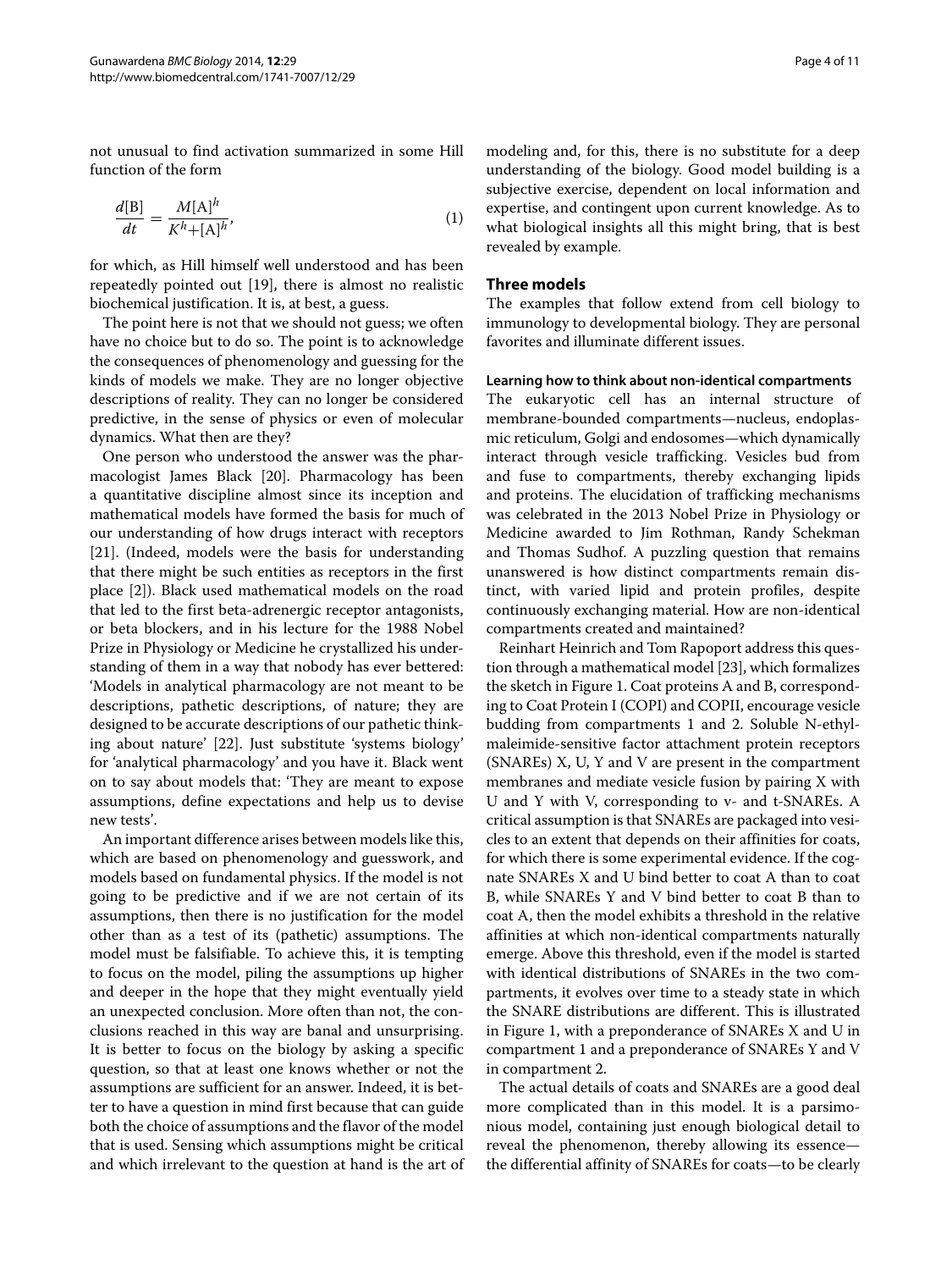not unusual to find activation summarized in some Hill function of the form

$$\frac{d[\mathrm{B}]}{dt} = \frac{M[\mathrm{A}]^h}{K^h + [\mathrm{A}]^h}, \tag{1}$$

for which, as Hill himself well understood and has been repeatedly pointed out [19], there is almost no realistic biochemical justification. It is, at best, a guess.

The point here is not that we should not guess; we often have no choice but to do so. The point is to acknowledge the consequences of phenomenology and guessing for the kinds of models we make. They are no longer objective descriptions of reality. They can no longer be considered predictive, in the sense of physics or even of molecular dynamics. What then are they?

One person who understood the answer was the pharmacologist James Black [20]. Pharmacology has been a quantitative discipline almost since its inception and mathematical models have formed the basis for much of our understanding of how drugs interact with receptors [21]. (Indeed, models were the basis for understanding that there might be such entities as receptors in the first place [2]). Black used mathematical models on the road that led to the first beta-adrenergic receptor antagonists, or beta blockers, and in his lecture for the 1988 Nobel Prize in Physiology or Medicine he crystallized his understanding of them in a way that nobody has ever bettered: 'Models in analytical pharmacology are not meant to be descriptions, pathetic descriptions, of nature; they are designed to be accurate descriptions of our pathetic thinking about nature' [22]. Just substitute 'systems biology' for 'analytical pharmacology' and you have it. Black went on to say about models that: 'They are meant to expose assumptions, define expectations and help us to devise new tests'.

An important difference arises between models like this, which are based on phenomenology and guesswork, and models based on fundamental physics. If the model is not going to be predictive and if we are not certain of its assumptions, then there is no justification for the model other than as a test of its (pathetic) assumptions. The model must be falsifiable. To achieve this, it is tempting to focus on the model, piling the assumptions up higher and deeper in the hope that they might eventually yield an unexpected conclusion. More often than not, the conclusions reached in this way are banal and unsurprising. It is better to focus on the biology by asking a specific question, so that at least one knows whether or not the assumptions are sufficient for an answer. Indeed, it is better to have a question in mind first because that can guide both the choice of assumptions and the flavor of the model that is used. Sensing which assumptions might be critical and which irrelevant to the question at hand is the art of modeling and, for this, there is no substitute for a deep understanding of the biology. Good model building is a subjective exercise, dependent on local information and expertise, and contingent upon current knowledge. As to what biological insights all this might bring, that is best revealed by example.

## Three models

The examples that follow extend from cell biology to immunology to developmental biology. They are personal favorites and illuminate different issues.

### Learning how to think about non-identical compartments

The eukaryotic cell has an internal structure of membrane-bounded compartments—nucleus, endoplasmic reticulum, Golgi and endosomes—which dynamically interact through vesicle trafficking. Vesicles bud from and fuse to compartments, thereby exchanging lipids and proteins. The elucidation of trafficking mechanisms was celebrated in the 2013 Nobel Prize in Physiology or Medicine awarded to Jim Rothman, Randy Schekman and Thomas Sudhof. A puzzling question that remains unanswered is how distinct compartments remain distinct, with varied lipid and protein profiles, despite continuously exchanging material. How are non-identical compartments created and maintained?

Reinhart Heinrich and Tom Rapoport address this question through a mathematical model [23], which formalizes the sketch in Figure 1. Coat proteins A and B, corresponding to Coat Protein I (COPI) and COPII, encourage vesicle budding from compartments 1 and 2. Soluble N-ethyl-maleimide-sensitive factor attachment protein receptors (SNAREs) X, U, Y and V are present in the compartment membranes and mediate vesicle fusion by pairing X with U and Y with V, corresponding to v- and t-SNAREs. A critical assumption is that SNAREs are packaged into vesicles to an extent that depends on their affinities for coats, for which there is some experimental evidence. If the cognate SNAREs X and U bind better to coat A than to coat B, while SNAREs Y and V bind better to coat B than to coat A, then the model exhibits a threshold in the relative affinities at which non-identical compartments naturally emerge. Above this threshold, even if the model is started with identical distributions of SNAREs in the two compartments, it evolves over time to a steady state in which the SNARE distributions are different. This is illustrated in Figure 1, with a preponderance of SNAREs X and U in compartment 1 and a preponderance of SNAREs Y and V in compartment 2.

The actual details of coats and SNAREs are a good deal more complicated than in this model. It is a parsimonious model, containing just enough biological detail to reveal the phenomenon, thereby allowing its essence—the differential affinity of SNAREs for coats—to be clearly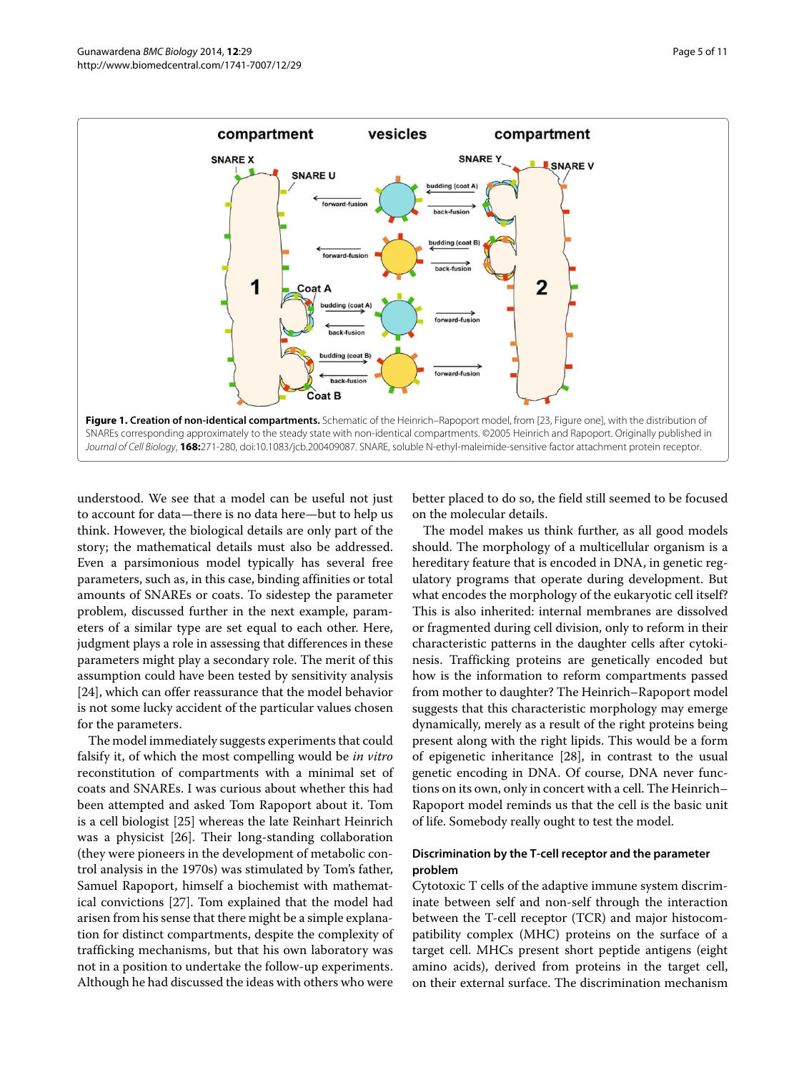**Figure 1. Creation of non-identical compartments.** Schematic of the Heinrich–Rapoport model, from [23, Figure one], with the distribution of SNAREs corresponding approximately to the steady state with non-identical compartments. ©2005 Heinrich and Rapoport. Originally published in *Journal of Cell Biology*, **168:**271-280, doi:10.1083/jcb.200409087. SNARE, soluble N-ethyl-maleimide-sensitive factor attachment protein receptor.

understood. We see that a model can be useful not just to account for data—there is no data here—but to help us think. However, the biological details are only part of the story; the mathematical details must also be addressed. Even a parsimonious model typically has several free parameters, such as, in this case, binding affinities or total amounts of SNAREs or coats. To sidestep the parameter problem, discussed further in the next example, parameters of a similar type are set equal to each other. Here, judgment plays a role in assessing that differences in these parameters might play a secondary role. The merit of this assumption could have been tested by sensitivity analysis [24], which can offer reassurance that the model behavior is not some lucky accident of the particular values chosen for the parameters.

The model immediately suggests experiments that could falsify it, of which the most compelling would be *in vitro* reconstitution of compartments with a minimal set of coats and SNAREs. I was curious about whether this had been attempted and asked Tom Rapoport about it. Tom is a cell biologist [25] whereas the late Reinhart Heinrich was a physicist [26]. Their long-standing collaboration (they were pioneers in the development of metabolic control analysis in the 1970s) was stimulated by Tom's father, Samuel Rapoport, himself a biochemist with mathematical convictions [27]. Tom explained that the model had arisen from his sense that there might be a simple explanation for distinct compartments, despite the complexity of trafficking mechanisms, but that his own laboratory was not in a position to undertake the follow-up experiments. Although he had discussed the ideas with others who were better placed to do so, the field still seemed to be focused on the molecular details.

The model makes us think further, as all good models should. The morphology of a multicellular organism is a hereditary feature that is encoded in DNA, in genetic regulatory programs that operate during development. But what encodes the morphology of the eukaryotic cell itself? This is also inherited: internal membranes are dissolved or fragmented during cell division, only to reform in their characteristic patterns in the daughter cells after cytokinesis. Trafficking proteins are genetically encoded but how is the information to reform compartments passed from mother to daughter? The Heinrich–Rapoport model suggests that this characteristic morphology may emerge dynamically, merely as a result of the right proteins being present along with the right lipids. This would be a form of epigenetic inheritance [28], in contrast to the usual genetic encoding in DNA. Of course, DNA never functions on its own, only in concert with a cell. The Heinrich–Rapoport model reminds us that the cell is the basic unit of life. Somebody really ought to test the model.

### Discrimination by the T-cell receptor and the parameter problem

Cytotoxic T cells of the adaptive immune system discriminate between self and non-self through the interaction between the T-cell receptor (TCR) and major histocompatibility complex (MHC) proteins on the surface of a target cell. MHCs present short peptide antigens (eight amino acids), derived from proteins in the target cell, on their external surface. The discrimination mechanism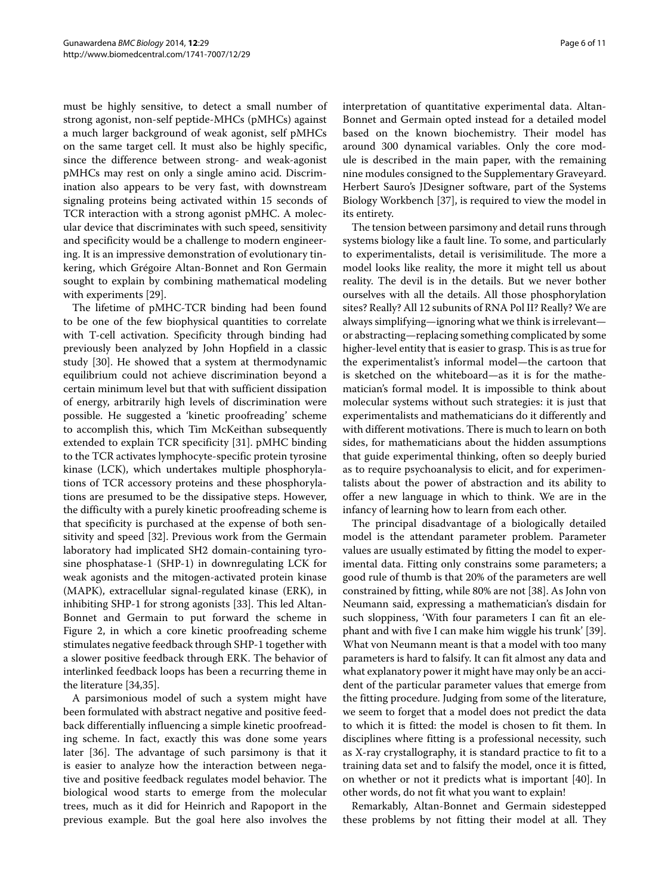must be highly sensitive, to detect a small number of strong agonist, non-self peptide-MHCs (pMHCs) against a much larger background of weak agonist, self pMHCs on the same target cell. It must also be highly specific, since the difference between strong- and weak-agonist pMHCs may rest on only a single amino acid. Discrimination also appears to be very fast, with downstream signaling proteins being activated within 15 seconds of TCR interaction with a strong agonist pMHC. A molecular device that discriminates with such speed, sensitivity and specificity would be a challenge to modern engineering. It is an impressive demonstration of evolutionary tinkering, which Grégoire Altan-Bonnet and Ron Germain sought to explain by combining mathematical modeling with experiments [29].

The lifetime of pMHC-TCR binding had been found to be one of the few biophysical quantities to correlate with T-cell activation. Specificity through binding had previously been analyzed by John Hopfield in a classic study [30]. He showed that a system at thermodynamic equilibrium could not achieve discrimination beyond a certain minimum level but that with sufficient dissipation of energy, arbitrarily high levels of discrimination were possible. He suggested a 'kinetic proofreading' scheme to accomplish this, which Tim McKeithan subsequently extended to explain TCR specificity [31]. pMHC binding to the TCR activates lymphocyte-specific protein tyrosine kinase (LCK), which undertakes multiple phosphorylations of TCR accessory proteins and these phosphorylations are presumed to be the dissipative steps. However, the difficulty with a purely kinetic proofreading scheme is that specificity is purchased at the expense of both sensitivity and speed [32]. Previous work from the Germain laboratory had implicated SH2 domain-containing tyrosine phosphatase-1 (SHP-1) in downregulating LCK for weak agonists and the mitogen-activated protein kinase (MAPK), extracellular signal-regulated kinase (ERK), in inhibiting SHP-1 for strong agonists [33]. This led Altan-Bonnet and Germain to put forward the scheme in Figure 2, in which a core kinetic proofreading scheme stimulates negative feedback through SHP-1 together with a slower positive feedback through ERK. The behavior of interlinked feedback loops has been a recurring theme in the literature [34,35].

A parsimonious model of such a system might have been formulated with abstract negative and positive feedback differentially influencing a simple kinetic proofreading scheme. In fact, exactly this was done some years later [36]. The advantage of such parsimony is that it is easier to analyze how the interaction between negative and positive feedback regulates model behavior. The biological wood starts to emerge from the molecular trees, much as it did for Heinrich and Rapoport in the previous example. But the goal here also involves the interpretation of quantitative experimental data. Altan-Bonnet and Germain opted instead for a detailed model based on the known biochemistry. Their model has around 300 dynamical variables. Only the core module is described in the main paper, with the remaining nine modules consigned to the Supplementary Graveyard. Herbert Sauro's JDesigner software, part of the Systems Biology Workbench [37], is required to view the model in its entirety.

The tension between parsimony and detail runs through systems biology like a fault line. To some, and particularly to experimentalists, detail is verisimilitude. The more a model looks like reality, the more it might tell us about reality. The devil is in the details. But we never bother ourselves with all the details. All those phosphorylation sites? Really? All 12 subunits of RNA Pol II? Really? We are always simplifying—ignoring what we think is irrelevant—or abstracting—replacing something complicated by some higher-level entity that is easier to grasp. This is as true for the experimentalist's informal model—the cartoon that is sketched on the whiteboard—as it is for the mathematician's formal model. It is impossible to think about molecular systems without such strategies: it is just that experimentalists and mathematicians do it differently and with different motivations. There is much to learn on both sides, for mathematicians about the hidden assumptions that guide experimental thinking, often so deeply buried as to require psychoanalysis to elicit, and for experimentalists about the power of abstraction and its ability to offer a new language in which to think. We are in the infancy of learning how to learn from each other.

The principal disadvantage of a biologically detailed model is the attendant parameter problem. Parameter values are usually estimated by fitting the model to experimental data. Fitting only constrains some parameters; a good rule of thumb is that 20% of the parameters are well constrained by fitting, while 80% are not [38]. As John von Neumann said, expressing a mathematician's disdain for such sloppiness, 'With four parameters I can fit an elephant and with five I can make him wiggle his trunk' [39]. What von Neumann meant is that a model with too many parameters is hard to falsify. It can fit almost any data and what explanatory power it might have may only be an accident of the particular parameter values that emerge from the fitting procedure. Judging from some of the literature, we seem to forget that a model does not predict the data to which it is fitted: the model is chosen to fit them. In disciplines where fitting is a professional necessity, such as X-ray crystallography, it is standard practice to fit to a training data set and to falsify the model, once it is fitted, on whether or not it predicts what is important [40]. In other words, do not fit what you want to explain!

Remarkably, Altan-Bonnet and Germain sidestepped these problems by not fitting their model at all. They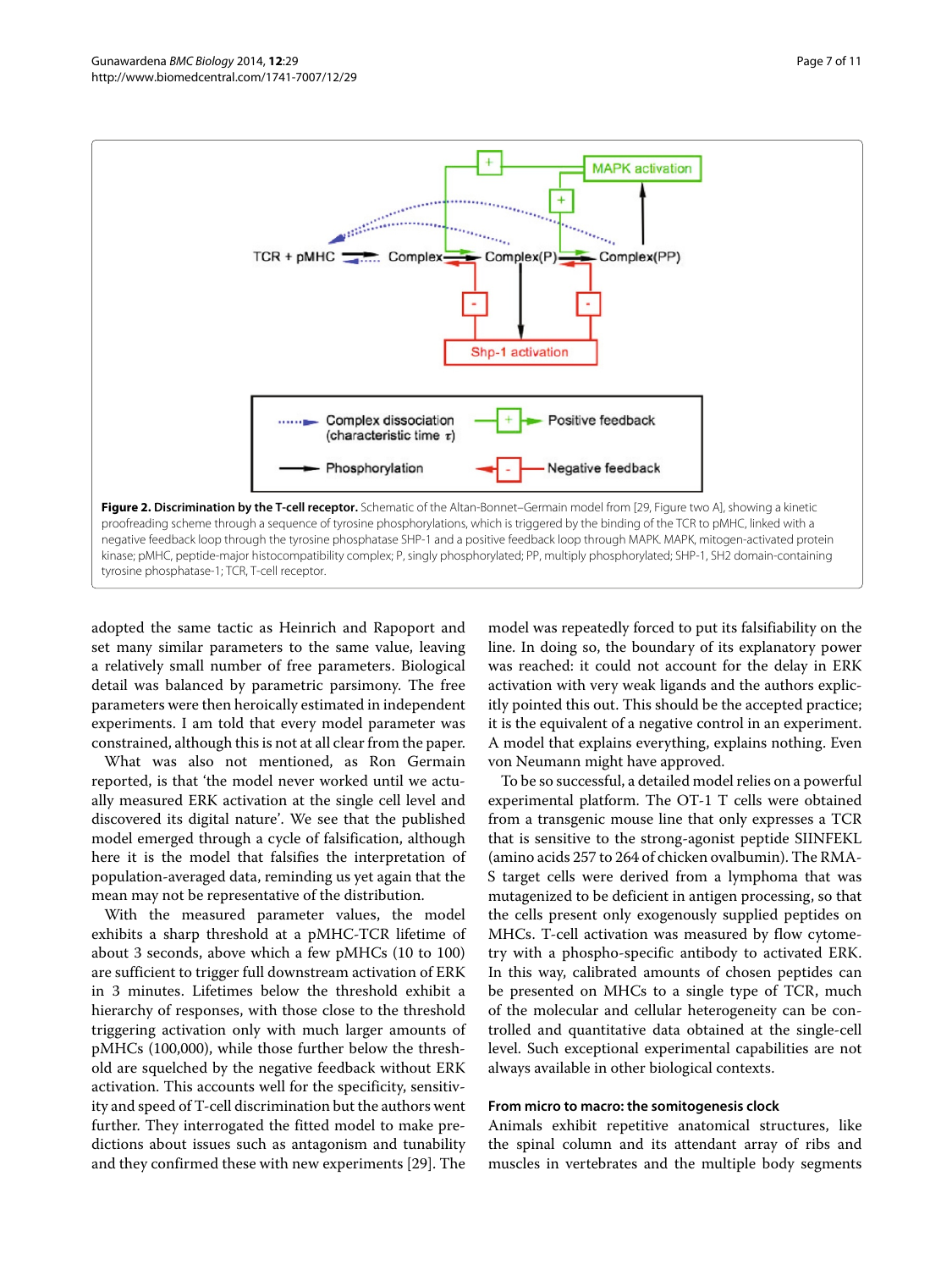**Figure 2. Discrimination by the T-cell receptor.** Schematic of the Altan-Bonnet–Germain model from [29, Figure two A], showing a kinetic proofreading scheme through a sequence of tyrosine phosphorylations, which is triggered by the binding of the TCR to pMHC, linked with a negative feedback loop through the tyrosine phosphatase SHP-1 and a positive feedback loop through MAPK. MAPK, mitogen-activated protein kinase; pMHC, peptide-major histocompatibility complex; P, singly phosphorylated; PP, multiply phosphorylated; SHP-1, SH2 domain-containing tyrosine phosphatase-1; TCR, T-cell receptor.

adopted the same tactic as Heinrich and Rapoport and set many similar parameters to the same value, leaving a relatively small number of free parameters. Biological detail was balanced by parametric parsimony. The free parameters were then heroically estimated in independent experiments. I am told that every model parameter was constrained, although this is not at all clear from the paper.

What was also not mentioned, as Ron Germain reported, is that 'the model never worked until we actually measured ERK activation at the single cell level and discovered its digital nature'. We see that the published model emerged through a cycle of falsification, although here it is the model that falsifies the interpretation of population-averaged data, reminding us yet again that the mean may not be representative of the distribution.

With the measured parameter values, the model exhibits a sharp threshold at a pMHC-TCR lifetime of about 3 seconds, above which a few pMHCs (10 to 100) are sufficient to trigger full downstream activation of ERK in 3 minutes. Lifetimes below the threshold exhibit a hierarchy of responses, with those close to the threshold triggering activation only with much larger amounts of pMHCs (100,000), while those further below the threshold are squelched by the negative feedback without ERK activation. This accounts well for the specificity, sensitivity and speed of T-cell discrimination but the authors went further. They interrogated the fitted model to make predictions about issues such as antagonism and tunability and they confirmed these with new experiments [29]. The model was repeatedly forced to put its falsifiability on the line. In doing so, the boundary of its explanatory power was reached: it could not account for the delay in ERK activation with very weak ligands and the authors explicitly pointed this out. This should be the accepted practice; it is the equivalent of a negative control in an experiment. A model that explains everything, explains nothing. Even von Neumann might have approved.

To be so successful, a detailed model relies on a powerful experimental platform. The OT-1 T cells were obtained from a transgenic mouse line that only expresses a TCR that is sensitive to the strong-agonist peptide SIINFEKL (amino acids 257 to 264 of chicken ovalbumin). The RMA-S target cells were derived from a lymphoma that was mutagenized to be deficient in antigen processing, so that the cells present only exogenously supplied peptides on MHCs. T-cell activation was measured by flow cytometry with a phospho-specific antibody to activated ERK. In this way, calibrated amounts of chosen peptides can be presented on MHCs to a single type of TCR, much of the molecular and cellular heterogeneity can be controlled and quantitative data obtained at the single-cell level. Such exceptional experimental capabilities are not always available in other biological contexts.

### From micro to macro: the somitogenesis clock

Animals exhibit repetitive anatomical structures, like the spinal column and its attendant array of ribs and muscles in vertebrates and the multiple body segments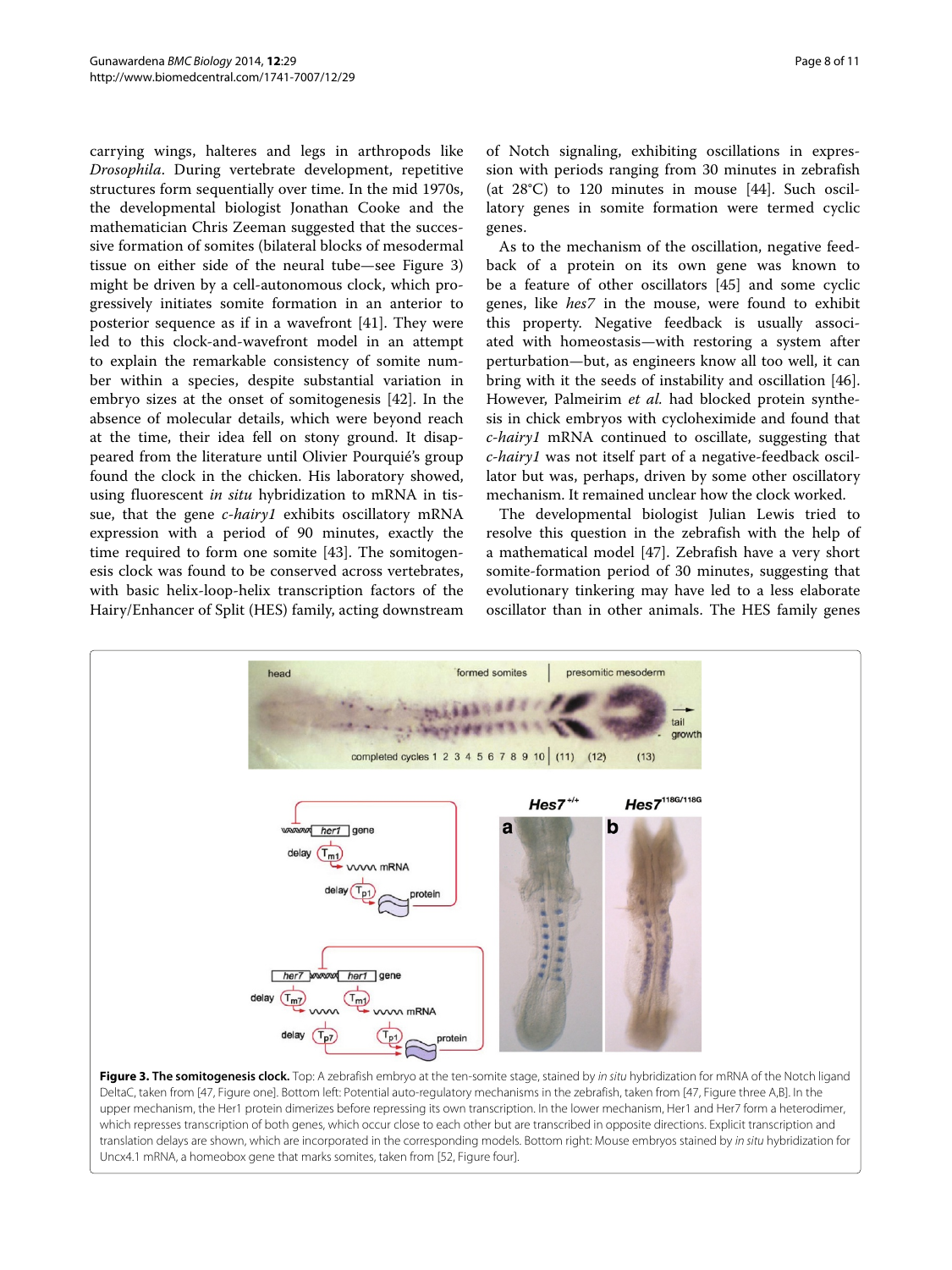carrying wings, halteres and legs in arthropods like *Drosophila*. During vertebrate development, repetitive structures form sequentially over time. In the mid 1970s, the developmental biologist Jonathan Cooke and the mathematician Chris Zeeman suggested that the successive formation of somites (bilateral blocks of mesodermal tissue on either side of the neural tube—see Figure 3) might be driven by a cell-autonomous clock, which progressively initiates somite formation in an anterior to posterior sequence as if in a wavefront [41]. They were led to this clock-and-wavefront model in an attempt to explain the remarkable consistency of somite number within a species, despite substantial variation in embryo sizes at the onset of somitogenesis [42]. In the absence of molecular details, which were beyond reach at the time, their idea fell on stony ground. It disappeared from the literature until Olivier Pourquié's group found the clock in the chicken. His laboratory showed, using fluorescent *in situ* hybridization to mRNA in tissue, that the gene *c-hairy1* exhibits oscillatory mRNA expression with a period of 90 minutes, exactly the time required to form one somite [43]. The somitogenesis clock was found to be conserved across vertebrates, with basic helix-loop-helix transcription factors of the Hairy/Enhancer of Split (HES) family, acting downstream of Notch signaling, exhibiting oscillations in expression with periods ranging from 30 minutes in zebrafish (at 28°C) to 120 minutes in mouse [44]. Such oscillatory genes in somite formation were termed cyclic genes.

As to the mechanism of the oscillation, negative feedback of a protein on its own gene was known to be a feature of other oscillators [45] and some cyclic genes, like *hes7* in the mouse, were found to exhibit this property. Negative feedback is usually associated with homeostasis—with restoring a system after perturbation—but, as engineers know all too well, it can bring with it the seeds of instability and oscillation [46]. However, Palmeirim *et al.* had blocked protein synthesis in chick embryos with cycloheximide and found that *c-hairy1* mRNA continued to oscillate, suggesting that *c-hairy1* was not itself part of a negative-feedback oscillator but was, perhaps, driven by some other oscillatory mechanism. It remained unclear how the clock worked.

The developmental biologist Julian Lewis tried to resolve this question in the zebrafish with the help of a mathematical model [47]. Zebrafish have a very short somite-formation period of 30 minutes, suggesting that evolutionary tinkering may have led to a less elaborate oscillator than in other animals. The HES family genes

**Figure 3. The somitogenesis clock.** Top: A zebrafish embryo at the ten-somite stage, stained by *in situ* hybridization for mRNA of the Notch ligand DeltaC, taken from [47, Figure one]. Bottom left: Potential auto-regulatory mechanisms in the zebrafish, taken from [47, Figure three A,B]. In the upper mechanism, the Her1 protein dimerizes before repressing its own transcription. In the lower mechanism, Her1 and Her7 form a heterodimer, which represses transcription of both genes, which occur close to each other but are transcribed in opposite directions. Explicit transcription and translation delays are shown, which are incorporated in the corresponding models. Bottom right: Mouse embryos stained by *in situ* hybridization for Uncx4.1 mRNA, a homeobox gene that marks somites, taken from [52, Figure four].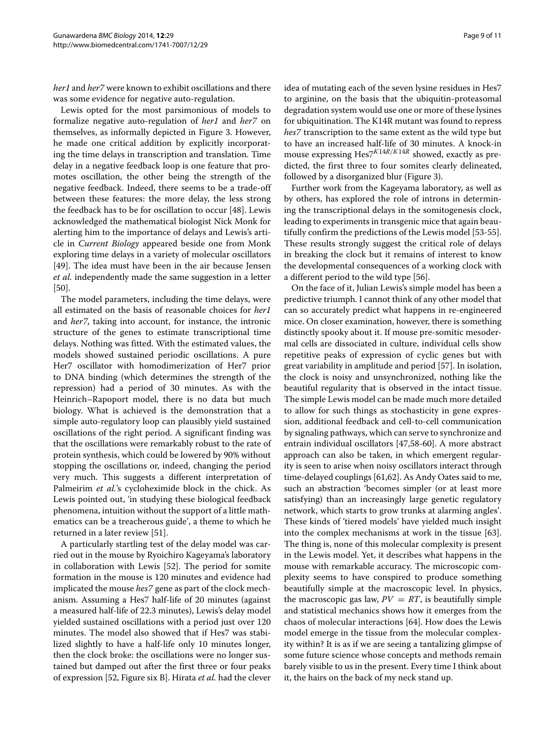*her1* and *her7* were known to exhibit oscillations and there was some evidence for negative auto-regulation.

Lewis opted for the most parsimonious of models to formalize negative auto-regulation of *her1* and *her7* on themselves, as informally depicted in Figure 3. However, he made one critical addition by explicitly incorporating the time delays in transcription and translation. Time delay in a negative feedback loop is one feature that promotes oscillation, the other being the strength of the negative feedback. Indeed, there seems to be a trade-off between these features: the more delay, the less strong the feedback has to be for oscillation to occur [48]. Lewis acknowledged the mathematical biologist Nick Monk for alerting him to the importance of delays and Lewis's article in *Current Biology* appeared beside one from Monk exploring time delays in a variety of molecular oscillators [49]. The idea must have been in the air because Jensen *et al.* independently made the same suggestion in a letter [50].

The model parameters, including the time delays, were all estimated on the basis of reasonable choices for *her1* and *her7*, taking into account, for instance, the intronic structure of the genes to estimate transcriptional time delays. Nothing was fitted. With the estimated values, the models showed sustained periodic oscillations. A pure Her7 oscillator with homodimerization of Her7 prior to DNA binding (which determines the strength of the repression) had a period of 30 minutes. As with the Heinrich–Rapoport model, there is no data but much biology. What is achieved is the demonstration that a simple auto-regulatory loop can plausibly yield sustained oscillations of the right period. A significant finding was that the oscillations were remarkably robust to the rate of protein synthesis, which could be lowered by 90% without stopping the oscillations or, indeed, changing the period very much. This suggests a different interpretation of Palmeirim *et al.*'s cycloheximide block in the chick. As Lewis pointed out, 'in studying these biological feedback phenomena, intuition without the support of a little mathematics can be a treacherous guide', a theme to which he returned in a later review [51].

A particularly startling test of the delay model was carried out in the mouse by Ryoichiro Kageyama's laboratory in collaboration with Lewis [52]. The period for somite formation in the mouse is 120 minutes and evidence had implicated the mouse *hes7* gene as part of the clock mechanism. Assuming a Hes7 half-life of 20 minutes (against a measured half-life of 22.3 minutes), Lewis's delay model yielded sustained oscillations with a period just over 120 minutes. The model also showed that if Hes7 was stabilized slightly to have a half-life only 10 minutes longer, then the clock broke: the oscillations were no longer sustained but damped out after the first three or four peaks of expression [52, Figure six B]. Hirata *et al.* had the clever idea of mutating each of the seven lysine residues in Hes7 to arginine, on the basis that the ubiquitin-proteasomal degradation system would use one or more of these lysines for ubiquitination. The K14R mutant was found to repress *hes7* transcription to the same extent as the wild type but to have an increased half-life of 30 minutes. A knock-in mouse expressing Hes7$^{K14R/K14R}$ showed, exactly as predicted, the first three to four somites clearly delineated, followed by a disorganized blur (Figure 3).

Further work from the Kageyama laboratory, as well as by others, has explored the role of introns in determining the transcriptional delays in the somitogenesis clock, leading to experiments in transgenic mice that again beautifully confirm the predictions of the Lewis model [53-55]. These results strongly suggest the critical role of delays in breaking the clock but it remains of interest to know the developmental consequences of a working clock with a different period to the wild type [56].

On the face of it, Julian Lewis's simple model has been a predictive triumph. I cannot think of any other model that can so accurately predict what happens in re-engineered mice. On closer examination, however, there is something distinctly spooky about it. If mouse pre-somitic mesodermal cells are dissociated in culture, individual cells show repetitive peaks of expression of cyclic genes but with great variability in amplitude and period [57]. In isolation, the clock is noisy and unsynchronized, nothing like the beautiful regularity that is observed in the intact tissue. The simple Lewis model can be made much more detailed to allow for such things as stochasticity in gene expression, additional feedback and cell-to-cell communication by signaling pathways, which can serve to synchronize and entrain individual oscillators [47,58-60]. A more abstract approach can also be taken, in which emergent regularity is seen to arise when noisy oscillators interact through time-delayed couplings [61,62]. As Andy Oates said to me, such an abstraction 'becomes simpler (or at least more satisfying) than an increasingly large genetic regulatory network, which starts to grow trunks at alarming angles'. These kinds of 'tiered models' have yielded much insight into the complex mechanisms at work in the tissue [63]. The thing is, none of this molecular complexity is present in the Lewis model. Yet, it describes what happens in the mouse with remarkable accuracy. The microscopic complexity seems to have conspired to produce something beautifully simple at the macroscopic level. In physics, the macroscopic gas law, $PV = RT$, is beautifully simple and statistical mechanics shows how it emerges from the chaos of molecular interactions [64]. How does the Lewis model emerge in the tissue from the molecular complexity within? It is as if we are seeing a tantalizing glimpse of some future science whose concepts and methods remain barely visible to us in the present. Every time I think about it, the hairs on the back of my neck stand up.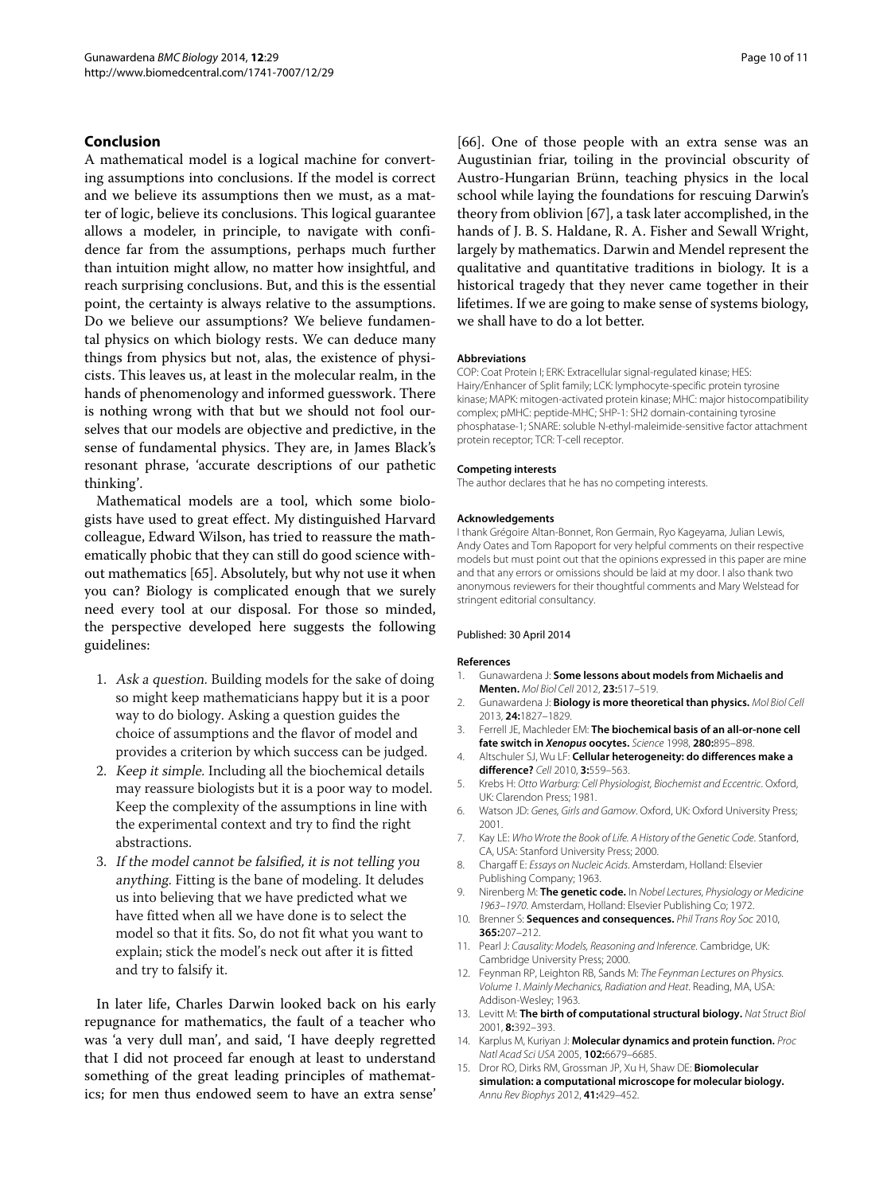## Conclusion

A mathematical model is a logical machine for converting assumptions into conclusions. If the model is correct and we believe its assumptions then we must, as a matter of logic, believe its conclusions. This logical guarantee allows a modeler, in principle, to navigate with confidence far from the assumptions, perhaps much further than intuition might allow, no matter how insightful, and reach surprising conclusions. But, and this is the essential point, the certainty is always relative to the assumptions. Do we believe our assumptions? We believe fundamental physics on which biology rests. We can deduce many things from physics but not, alas, the existence of physicists. This leaves us, at least in the molecular realm, in the hands of phenomenology and informed guesswork. There is nothing wrong with that but we should not fool ourselves that our models are objective and predictive, in the sense of fundamental physics. They are, in James Black's resonant phrase, 'accurate descriptions of our pathetic thinking'.

Mathematical models are a tool, which some biologists have used to great effect. My distinguished Harvard colleague, Edward Wilson, has tried to reassure the mathematically phobic that they can still do good science without mathematics [65]. Absolutely, but why not use it when you can? Biology is complicated enough that we surely need every tool at our disposal. For those so minded, the perspective developed here suggests the following guidelines:

1. *Ask a question.* Building models for the sake of doing so might keep mathematicians happy but it is a poor way to do biology. Asking a question guides the choice of assumptions and the flavor of model and provides a criterion by which success can be judged.
2. *Keep it simple.* Including all the biochemical details may reassure biologists but it is a poor way to model. Keep the complexity of the assumptions in line with the experimental context and try to find the right abstractions.
3. *If the model cannot be falsified, it is not telling you anything.* Fitting is the bane of modeling. It deludes us into believing that we have predicted what we have fitted when all we have done is to select the model so that it fits. So, do not fit what you want to explain; stick the model's neck out after it is fitted and try to falsify it.

In later life, Charles Darwin looked back on his early repugnance for mathematics, the fault of a teacher who was 'a very dull man', and said, 'I have deeply regretted that I did not proceed far enough at least to understand something of the great leading principles of mathematics; for men thus endowed seem to have an extra sense' [66]. One of those people with an extra sense was an Augustinian friar, toiling in the provincial obscurity of Austro-Hungarian Brünn, teaching physics in the local school while laying the foundations for rescuing Darwin's theory from oblivion [67], a task later accomplished, in the hands of J. B. S. Haldane, R. A. Fisher and Sewall Wright, largely by mathematics. Darwin and Mendel represent the qualitative and quantitative traditions in biology. It is a historical tragedy that they never came together in their lifetimes. If we are going to make sense of systems biology, we shall have to do a lot better.

#### Abbreviations

COP: Coat Protein I; ERK: Extracellular signal-regulated kinase; HES: Hairy/Enhancer of Split family; LCK: lymphocyte-specific protein tyrosine kinase; MAPK: mitogen-activated protein kinase; MHC: major histocompatibility complex; pMHC: peptide-MHC; SHP-1: SH2 domain-containing tyrosine phosphatase-1; SNARE: soluble N-ethyl-maleimide-sensitive factor attachment protein receptor; TCR: T-cell receptor.

#### Competing interests

The author declares that he has no competing interests.

#### Acknowledgements

I thank Grégoire Altan-Bonnet, Ron Germain, Ryo Kageyama, Julian Lewis, Andy Oates and Tom Rapoport for very helpful comments on their respective models but must point out that the opinions expressed in this paper are mine and that any errors or omissions should be laid at my door. I also thank two anonymous reviewers for their thoughtful comments and Mary Welstead for stringent editorial consultancy.

Published: 30 April 2014

#### References

1. Gunawardena J: **Some lessons about models from Michaelis and Menten.** *Mol Biol Cell* 2012, **23:**517–519.
2. Gunawardena J: **Biology is more theoretical than physics.** *Mol Biol Cell* 2013, **24:**1827–1829.
3. Ferrell JE, Machleder EM: **The biochemical basis of an all-or-none cell fate switch in *Xenopus* oocytes.** *Science* 1998, **280:**895–898.
4. Altschuler SJ, Wu LF: **Cellular heterogeneity: do differences make a difference?** *Cell* 2010, **3:**559–563.
5. Krebs H: *Otto Warburg: Cell Physiologist, Biochemist and Eccentric*. Oxford, UK: Clarendon Press; 1981.
6. Watson JD: *Genes, Girls and Gamow*. Oxford, UK: Oxford University Press; 2001.
7. Kay LE: *Who Wrote the Book of Life. A History of the Genetic Code*. Stanford, CA, USA: Stanford University Press; 2000.
8. Chargaff E: *Essays on Nucleic Acids*. Amsterdam, Holland: Elsevier Publishing Company; 1963.
9. Nirenberg M: **The genetic code.** In *Nobel Lectures, Physiology or Medicine 1963–1970*. Amsterdam, Holland: Elsevier Publishing Co; 1972.
10. Brenner S: **Sequences and consequences.** *Phil Trans Roy Soc* 2010, **365:**207–212.
11. Pearl J: *Causality: Models, Reasoning and Inference*. Cambridge, UK: Cambridge University Press; 2000.
12. Feynman RP, Leighton RB, Sands M: *The Feynman Lectures on Physics. Volume 1. Mainly Mechanics, Radiation and Heat*. Reading, MA, USA: Addison-Wesley; 1963.
13. Levitt M: **The birth of computational structural biology.** *Nat Struct Biol* 2001, **8:**392–393.
14. Karplus M, Kuriyan J: **Molecular dynamics and protein function.** *Proc Natl Acad Sci USA* 2005, **102:**6679–6685.
15. Dror RO, Dirks RM, Grossman JP, Xu H, Shaw DE: **Biomolecular simulation: a computational microscope for molecular biology.** *Annu Rev Biophys* 2012, **41:**429–452.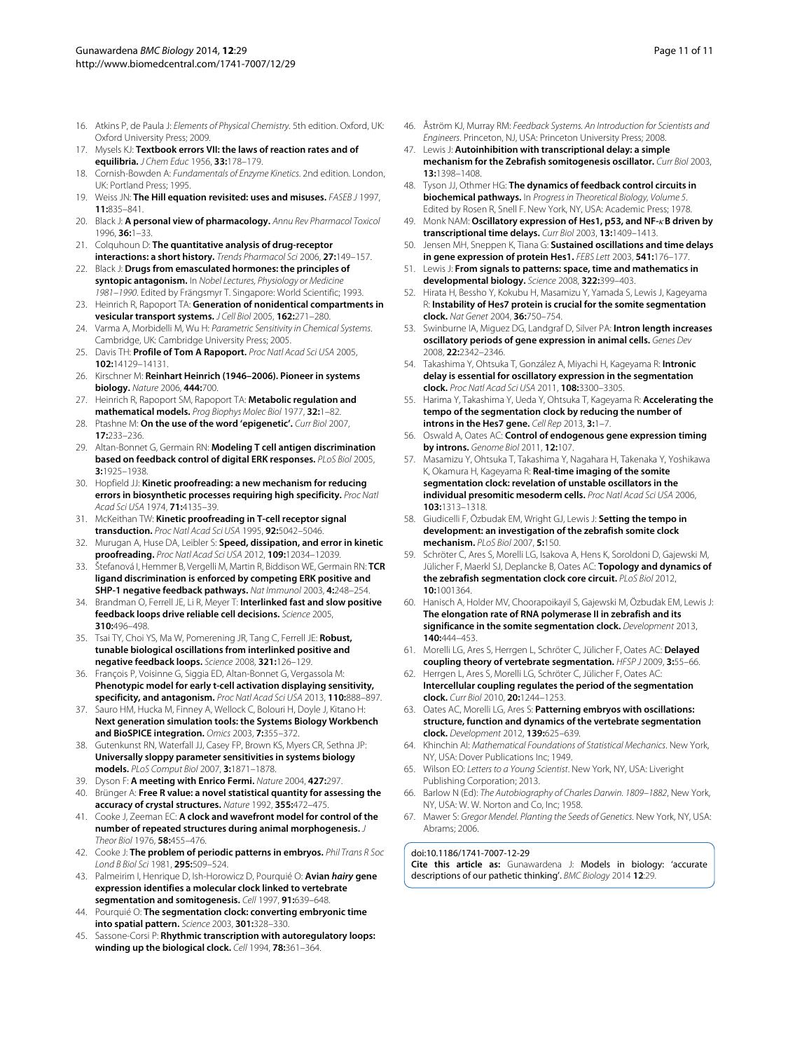16. Atkins P, de Paula J: *Elements of Physical Chemistry*. 5th edition. Oxford, UK: Oxford University Press; 2009.
17. Mysels KJ: **Textbook errors VII: the laws of reaction rates and of equilibria.** *J Chem Educ* 1956, **33:**178–179.
18. Cornish-Bowden A: *Fundamentals of Enzyme Kinetics*. 2nd edition. London, UK: Portland Press; 1995.
19. Weiss JN: **The Hill equation revisited: uses and misuses.** *FASEB J* 1997, **11:**835–841.
20. Black J: **A personal view of pharmacology.** *Annu Rev Pharmacol Toxicol* 1996, **36:**1–33.
21. Colquhoun D: **The quantitative analysis of drug-receptor interactions: a short history.** *Trends Pharmacol Sci* 2006, **27:**149–157.
22. Black J: **Drugs from emasculated hormones: the principles of syntopic antagonism.** In *Nobel Lectures, Physiology or Medicine 1981–1990*. Edited by Frängsmyr T. Singapore: World Scientific; 1993.
23. Heinrich R, Rapoport TA: **Generation of nonidentical compartments in vesicular transport systems.** *J Cell Biol* 2005, **162:**271–280.
24. Varma A, Morbidelli M, Wu H: *Parametric Sensitivity in Chemical Systems*. Cambridge, UK: Cambridge University Press; 2005.
25. Davis TH: **Profile of Tom A Rapoport.** *Proc Natl Acad Sci USA* 2005, **102:**14129–14131.
26. Kirschner M: **Reinhart Heinrich (1946–2006). Pioneer in systems biology.** *Nature* 2006, **444:**700.
27. Heinrich R, Rapoport SM, Rapoport TA: **Metabolic regulation and mathematical models.** *Prog Biophys Molec Biol* 1977, **32:**1–82.
28. Ptashne M: **On the use of the word 'epigenetic'.** *Curr Biol* 2007, **17:**233–236.
29. Altan-Bonnet G, Germain RN: **Modeling T cell antigen discrimination based on feedback control of digital ERK responses.** *PLoS Biol* 2005, **3:**1925–1938.
30. Hopfield JJ: **Kinetic proofreading: a new mechanism for reducing errors in biosynthetic processes requiring high specificity.** *Proc Natl Acad Sci USA* 1974, **71:**4135–39.
31. McKeithan TW: **Kinetic proofreading in T-cell receptor signal transduction.** *Proc Natl Acad Sci USA* 1995, **92:**5042–5046.
32. Murugan A, Huse DA, Leibler S: **Speed, dissipation, and error in kinetic proofreading.** *Proc Natl Acad Sci USA* 2012, **109:**12034–12039.
33. Štefanová I, Hemmer B, Vergelli M, Martin R, Biddison WE, Germain RN: **TCR ligand discrimination is enforced by competing ERK positive and SHP-1 negative feedback pathways.** *Nat Immunol* 2003, **4:**248–254.
34. Brandman O, Ferrell JE, Li R, Meyer T: **Interlinked fast and slow positive feedback loops drive reliable cell decisions.** *Science* 2005, **310:**496–498.
35. Tsai TY, Choi YS, Ma W, Pomerening JR, Tang C, Ferrell JE: **Robust, tunable biological oscillations from interlinked positive and negative feedback loops.** *Science* 2008, **321:**126–129.
36. François P, Voisinne G, Siggia ED, Altan-Bonnet G, Vergassola M: **Phenotypic model for early t-cell activation displaying sensitivity, specificity, and antagonism.** *Proc Natl Acad Sci USA* 2013, **110:**888–897.
37. Sauro HM, Hucka M, Finney A, Wellock C, Bolouri H, Doyle J, Kitano H: **Next generation simulation tools: the Systems Biology Workbench and BioSPICE integration.** *Omics* 2003, **7:**355–372.
38. Gutenkunst RN, Waterfall JJ, Casey FP, Brown KS, Myers CR, Sethna JP: **Universally sloppy parameter sensitivities in systems biology models.** *PLoS Comput Biol* 2007, **3:**1871–1878.
39. Dyson F: **A meeting with Enrico Fermi.** *Nature* 2004, **427:**297.
40. Brünger A: **Free R value: a novel statistical quantity for assessing the accuracy of crystal structures.** *Nature* 1992, **355:**472–475.
41. Cooke J, Zeeman EC: **A clock and wavefront model for control of the number of repeated structures during animal morphogenesis.** *J Theor Biol* 1976, **58:**455–476.
42. Cooke J: **The problem of periodic patterns in embryos.** *Phil Trans R Soc Lond B Biol Sci* 1981, **295:**509–524.
43. Palmeirim I, Henrique D, Ish-Horowicz D, Pourquié O: **Avian *hairy* gene expression identifies a molecular clock linked to vertebrate segmentation and somitogenesis.** *Cell* 1997, **91:**639–648.
44. Pourquié O: **The segmentation clock: converting embryonic time into spatial pattern.** *Science* 2003, **301:**328–330.
45. Sassone-Corsi P: **Rhythmic transcription with autoregulatory loops: winding up the biological clock.** *Cell* 1994, **78:**361–364.
46. Åström KJ, Murray RM: *Feedback Systems. An Introduction for Scientists and Engineers*. Princeton, NJ, USA: Princeton University Press; 2008.
47. Lewis J: **Autoinhibition with transcriptional delay: a simple mechanism for the Zebrafish somitogenesis oscillator.** *Curr Biol* 2003, **13:**1398–1408.
48. Tyson JJ, Othmer HG: **The dynamics of feedback control circuits in biochemical pathways.** In *Progress in Theoretical Biology, Volume 5*. Edited by Rosen R, Snell F. New York, NY, USA: Academic Press; 1978.
49. Monk NAM: **Oscillatory expression of Hes1, p53, and NF-$\kappa$B driven by transcriptional time delays.** *Curr Biol* 2003, **13:**1409–1413.
50. Jensen MH, Sneppen K, Tiana G: **Sustained oscillations and time delays in gene expression of protein Hes1.** *FEBS Lett* 2003, **541:**176–177.
51. Lewis J: **From signals to patterns: space, time and mathematics in developmental biology.** *Science* 2008, **322:**399–403.
52. Hirata H, Bessho Y, Kokubu H, Masamizu Y, Yamada S, Lewis J, Kageyama R: **Instability of Hes7 protein is crucial for the somite segmentation clock.** *Nat Genet* 2004, **36:**750–754.
53. Swinburne IA, Miguez DG, Landgraf D, Silver PA: **Intron length increases oscillatory periods of gene expression in animal cells.** *Genes Dev* 2008, **22:**2342–2346.
54. Takashima Y, Ohtsuka T, González A, Miyachi H, Kageyama R: **Intronic delay is essential for oscillatory expression in the segmentation clock.** *Proc Natl Acad Sci USA* 2011, **108:**3300–3305.
55. Harima Y, Takashima Y, Ueda Y, Ohtsuka T, Kageyama R: **Accelerating the tempo of the segmentation clock by reducing the number of introns in the Hes7 gene.** *Cell Rep* 2013, **3:**1–7.
56. Oswald A, Oates AC: **Control of endogenous gene expression timing by introns.** *Genome Biol* 2011, **12:**107.
57. Masamizu Y, Ohtsuka T, Takashima Y, Nagahara H, Takenaka Y, Yoshikawa K, Okamura H, Kageyama R: **Real-time imaging of the somite segmentation clock: revelation of unstable oscillators in the individual presomitic mesoderm cells.** *Proc Natl Acad Sci USA* 2006, **103:**1313–1318.
58. Giudicelli F, Özbudak EM, Wright GJ, Lewis J: **Setting the tempo in development: an investigation of the zebrafish somite clock mechanism.** *PLoS Biol* 2007, **5:**150.
59. Schröter C, Ares S, Morelli LG, Isakova A, Hens K, Soroldoni D, Gajewski M, Jülicher F, Maerkl SJ, Deplancke B, Oates AC: **Topology and dynamics of the zebrafish segmentation clock core circuit.** *PLoS Biol* 2012, **10:**1001364.
60. Hanisch A, Holder MV, Choorapoikayil S, Gajewski M, Özbudak EM, Lewis J: **The elongation rate of RNA polymerase II in zebrafish and its significance in the somite segmentation clock.** *Development* 2013, **140:**444–453.
61. Morelli LG, Ares S, Herrgen L, Schröter C, Jülicher F, Oates AC: **Delayed coupling theory of vertebrate segmentation.** *HFSP J* 2009, **3:**55–66.
62. Herrgen L, Ares S, Morelli LG, Schröter C, Jülicher F, Oates AC: **Intercellular coupling regulates the period of the segmentation clock.** *Curr Biol* 2010, **20:**1244–1253.
63. Oates AC, Morelli LG, Ares S: **Patterning embryos with oscillations: structure, function and dynamics of the vertebrate segmentation clock.** *Development* 2012, **139:**625–639.
64. Khinchin AI: *Mathematical Foundations of Statistical Mechanics*. New York, NY, USA: Dover Publications Inc; 1949.
65. Wilson EO: *Letters to a Young Scientist*. New York, NY, USA: Liveright Publishing Corporation; 2013.
66. Barlow N (Ed): *The Autobiography of Charles Darwin. 1809–1882*, New York, NY, USA: W. W. Norton and Co, Inc; 1958.
67. Mawer S: *Gregor Mendel. Planting the Seeds of Genetics*. New York, NY, USA: Abrams; 2006.

doi:10.1186/1741-7007-12-29

**Cite this article as:** Gunawardena J: Models in biology: 'accurate descriptions of our pathetic thinking'. *BMC Biology* 2014 **12**:29.